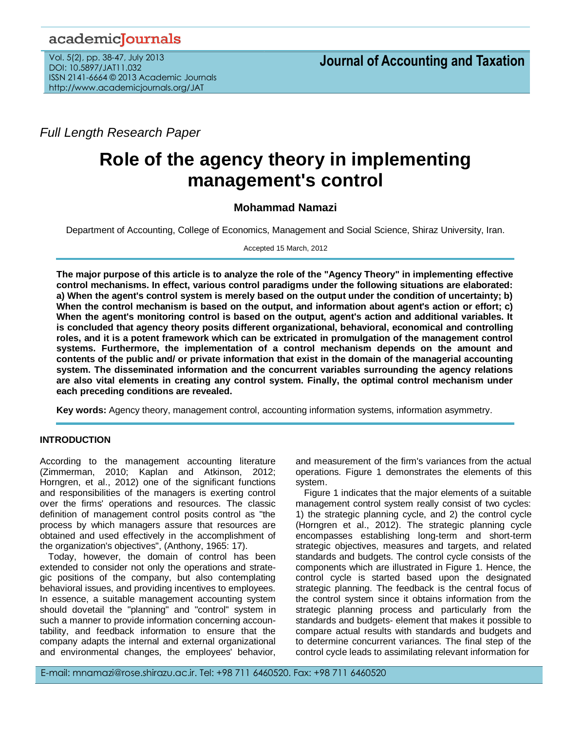*Full Length Research Paper*

# Role of the agency theory in implementing management's control

**Mohammad Namazi**

Department of Accounting, College of Economics, Management and Social Science, Shiraz University, Iran.

Accepted 15 March, 2012

**The major purpose of this article is to analyze the role of the "Agency Theory" in implementing effective control mechanisms. In effect, various control paradigms under the following situations are elaborated: a) When the agent's control system is merely based on the output under the condition of uncertainty; b) When the control mechanism is based on the output, and information about agent's action or effort; c) When the agent's monitoring control is based on the output, agent's action and additional variables. It is concluded that agency theory posits different organizational, behavioral, economical and controlling roles, and it is a potent framework which can be extricated in promulgation of the management control systems. Furthermore, the implementation of a control mechanism depends on the amount and contents of the public and/ or private information that exist in the domain of the managerial accounting system. The disseminated information and the concurrent variables surrounding the agency relations are also vital elements in creating any control system. Finally, the optimal control mechanism under each preceding conditions are revealed.**

**Key words:** Agency theory, management control, accounting information systems, information asymmetry.

## INTRODUCTION

According to the management accounting literature (Zimmerman, 2010; Kaplan and Atkinson, 2012; Horngren, et al., 2012) one of the significant functions and responsibilities of the managers is exerting control over the firms' operations and resources. The classic definition of management control posits control as "the process by which managers assure that resources are obtained and used effectively in the accomplishment of the organization's objectives", (Anthony, 1965: 17).

Today, however, the domain of control has been extended to consider not only the operations and strategic positions of the company, but also contemplating behavioral issues, and providing incentives to employees. In essence, a suitable management accounting system should dovetail the "planning" and "control" system in such a manner to provide information concerning accountability, and feedback information to ensure that the company adapts the internal and external organizational and environmental changes, the employees' behavior, and measurement of the firm's variances from the actual operations. Figure 1 demonstrates the elements of this system.

Figure 1 indicates that the major elements of a suitable management control system really consist of two cycles: 1) the strategic planning cycle, and 2) the control cycle (Horngren et al., 2012). The strategic planning cycle encompasses establishing long-term and short-term strategic objectives, measures and targets, and related standards and budgets. The control cycle consists of the components which are illustrated in Figure 1. Hence, the control cycle is started based upon the designated strategic planning. The feedback is the central focus of the control system since it obtains information from the strategic planning process and particularly from the standards and budgets- element that makes it possible to compare actual results with standards and budgets and to determine concurrent variances. The final step of the control cycle leads to assimilating relevant information for

E-mail: mnamazi@rose.shirazu.ac.ir. Tel: +98 711 6460520. Fax: +98 711 6460520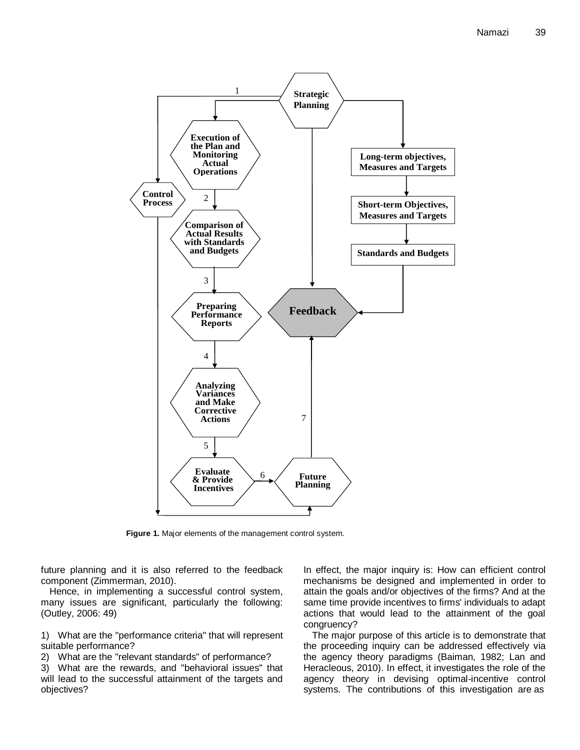Figure 1. Major elements of the management control system.

future planning and it is also referred to the feedback component (Zimmerman, 2010).

Hence, in implementing a successful control system, many issues are significant, particularly the following: (Outley, 2006: 49)

1) What are the "performance criteria" that will represent suitable performance?
2) What are the "relevant standards" of performance?
3) What are the rewards, and "behavioral issues" that will lead to the successful attainment of the targets and objectives?

In effect, the major inquiry is: How can efficient control mechanisms be designed and implemented in order to attain the goals and/or objectives of the firms? And at the same time provide incentives to firms' individuals to adapt actions that would lead to the attainment of the goal congruency?

The major purpose of this article is to demonstrate that the proceeding inquiry can be addressed effectively via the agency theory paradigms (Baiman, 1982; Lan and Heracleous, 2010). In effect, it investigates the role of the agency theory in devising optimal-incentive control systems. The contributions of this investigation are as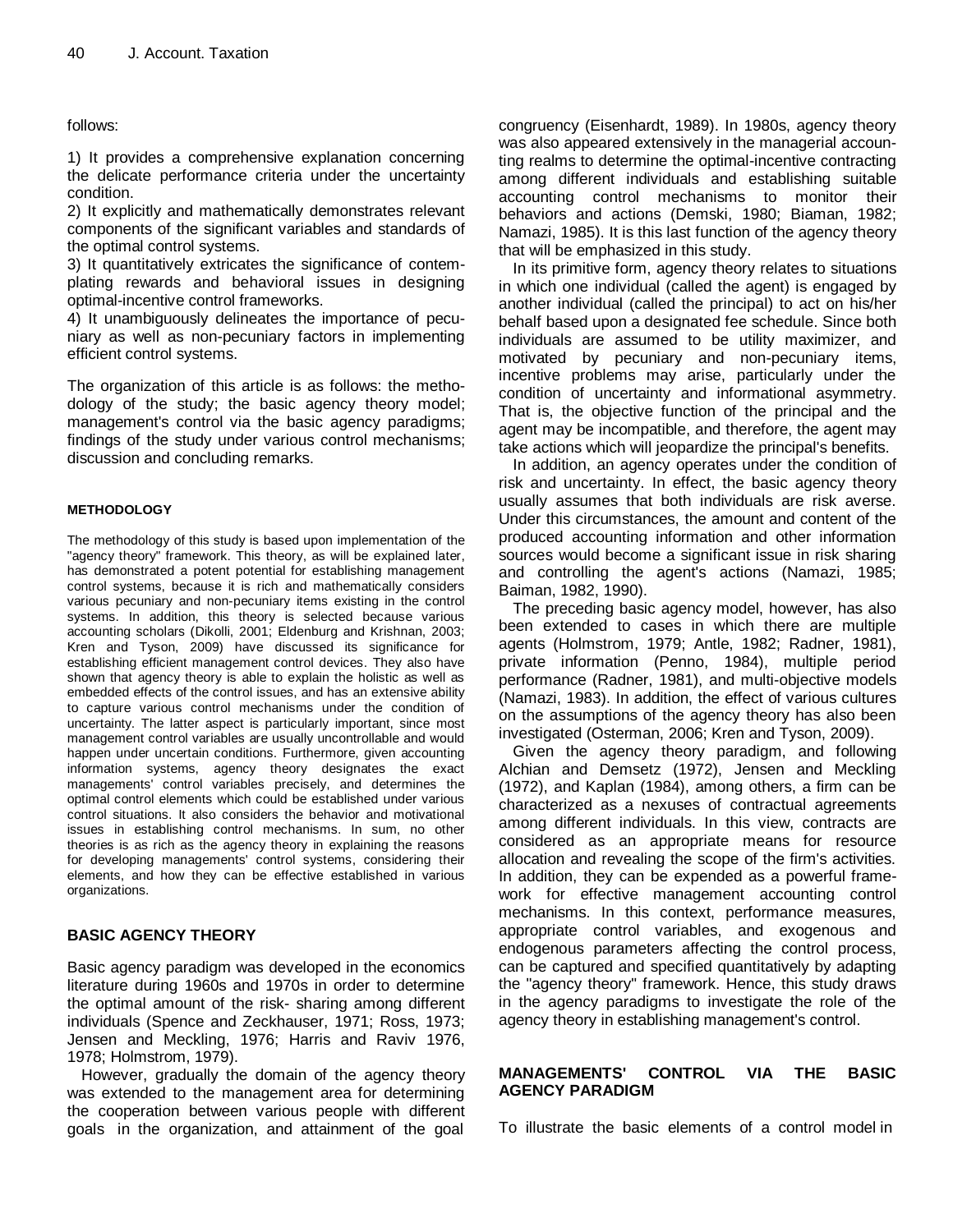follows:

1) It provides a comprehensive explanation concerning the delicate performance criteria under the uncertainty condition.
2) It explicitly and mathematically demonstrates relevant components of the significant variables and standards of the optimal control systems.
3) It quantitatively extricates the significance of contemplating rewards and behavioral issues in designing optimal-incentive control frameworks.
4) It unambiguously delineates the importance of pecuniary as well as non-pecuniary factors in implementing efficient control systems.

The organization of this article is as follows: the methodology of the study; the basic agency theory model; management's control via the basic agency paradigms; findings of the study under various control mechanisms; discussion and concluding remarks.

#### METHODOLOGY

The methodology of this study is based upon implementation of the "agency theory" framework. This theory, as will be explained later, has demonstrated a potent potential for establishing management control systems, because it is rich and mathematically considers various pecuniary and non-pecuniary items existing in the control systems. In addition, this theory is selected because various accounting scholars (Dikolli, 2001; Eldenburg and Krishnan, 2003; Kren and Tyson, 2009) have discussed its significance for establishing efficient management control devices. They also have shown that agency theory is able to explain the holistic as well as embedded effects of the control issues, and has an extensive ability to capture various control mechanisms under the condition of uncertainty. The latter aspect is particularly important, since most management control variables are usually uncontrollable and would happen under uncertain conditions. Furthermore, given accounting information systems, agency theory designates the exact managements' control variables precisely, and determines the optimal control elements which could be established under various control situations. It also considers the behavior and motivational issues in establishing control mechanisms. In sum, no other theories is as rich as the agency theory in explaining the reasons for developing managements' control systems, considering their elements, and how they can be effective established in various organizations.

#### BASIC AGENCY THEORY

Basic agency paradigm was developed in the economics literature during 1960s and 1970s in order to determine the optimal amount of the risk- sharing among different individuals (Spence and Zeckhauser, 1971; Ross, 1973; Jensen and Meckling, 1976; Harris and Raviv 1976, 1978; Holmstrom, 1979).

However, gradually the domain of the agency theory was extended to the management area for determining the cooperation between various people with different goals in the organization, and attainment of the goal congruency (Eisenhardt, 1989). In 1980s, agency theory was also appeared extensively in the managerial accounting realms to determine the optimal-incentive contracting among different individuals and establishing suitable accounting control mechanisms to monitor their behaviors and actions (Demski, 1980; Biaman, 1982; Namazi, 1985). It is this last function of the agency theory that will be emphasized in this study.

In its primitive form, agency theory relates to situations in which one individual (called the agent) is engaged by another individual (called the principal) to act on his/her behalf based upon a designated fee schedule. Since both individuals are assumed to be utility maximizer, and motivated by pecuniary and non-pecuniary items, incentive problems may arise, particularly under the condition of uncertainty and informational asymmetry. That is, the objective function of the principal and the agent may be incompatible, and therefore, the agent may take actions which will jeopardize the principal's benefits.

In addition, an agency operates under the condition of risk and uncertainty. In effect, the basic agency theory usually assumes that both individuals are risk averse. Under this circumstances, the amount and content of the produced accounting information and other information sources would become a significant issue in risk sharing and controlling the agent's actions (Namazi, 1985; Baiman, 1982, 1990).

The preceding basic agency model, however, has also been extended to cases in which there are multiple agents (Holmstrom, 1979; Antle, 1982; Radner, 1981), private information (Penno, 1984), multiple period performance (Radner, 1981), and multi-objective models (Namazi, 1983). In addition, the effect of various cultures on the assumptions of the agency theory has also been investigated (Osterman, 2006; Kren and Tyson, 2009).

Given the agency theory paradigm, and following Alchian and Demsetz (1972), Jensen and Meckling (1972), and Kaplan (1984), among others, a firm can be characterized as a nexuses of contractual agreements among different individuals. In this view, contracts are considered as an appropriate means for resource allocation and revealing the scope of the firm's activities. In addition, they can be expended as a powerful framework for effective management accounting control mechanisms. In this context, performance measures, appropriate control variables, and exogenous and endogenous parameters affecting the control process, can be captured and specified quantitatively by adapting the "agency theory" framework. Hence, this study draws in the agency paradigms to investigate the role of the agency theory in establishing management's control.

#### MANAGEMENTS' CONTROL VIA THE BASIC AGENCY PARADIGM

To illustrate the basic elements of a control model in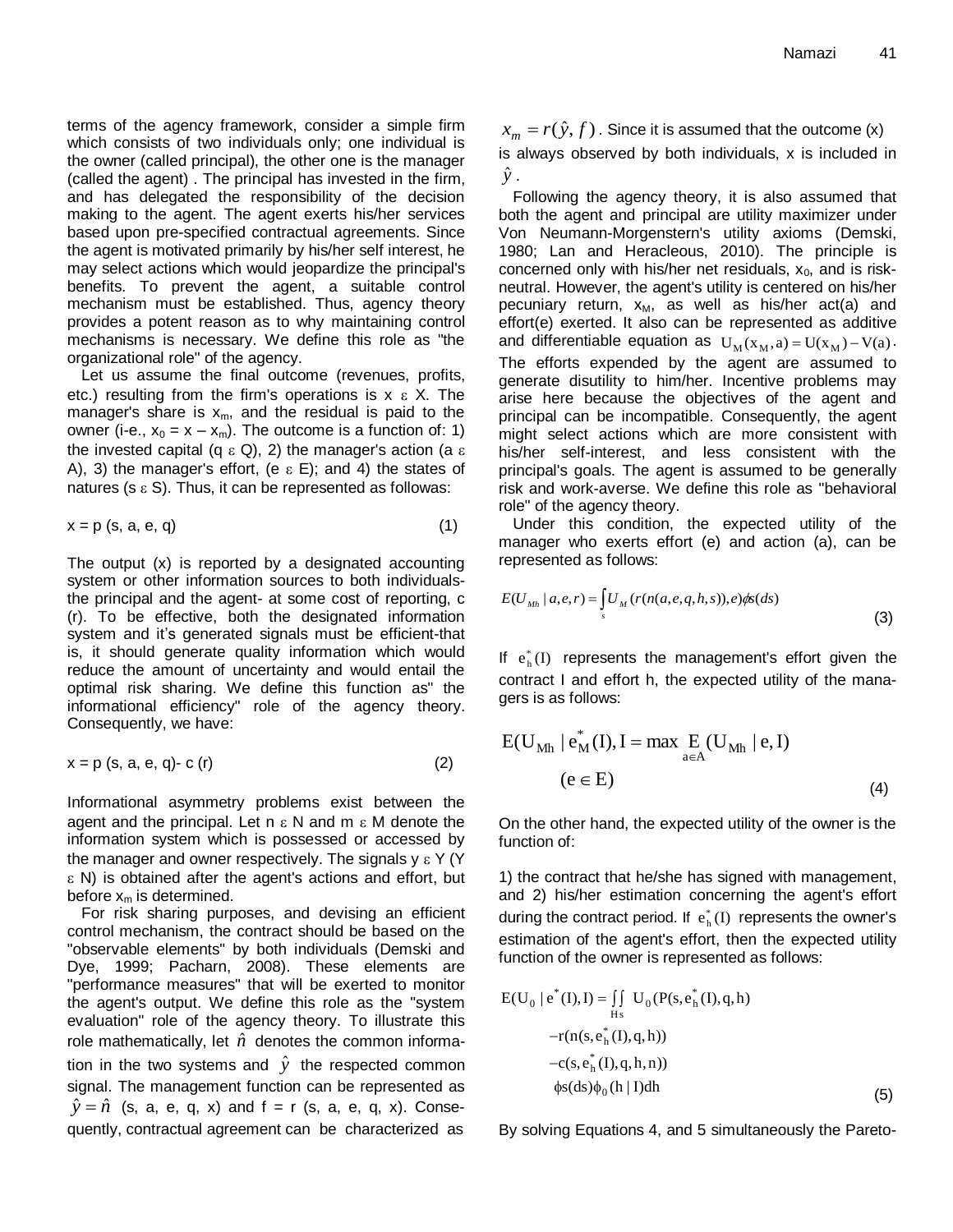terms of the agency framework, consider a simple firm which consists of two individuals only; one individual is the owner (called principal), the other one is the manager (called the agent) . The principal has invested in the firm, and has delegated the responsibility of the decision making to the agent. The agent exerts his/her services based upon pre-specified contractual agreements. Since the agent is motivated primarily by his/her self interest, he may select actions which would jeopardize the principal's benefits. To prevent the agent, a suitable control mechanism must be established. Thus, agency theory provides a potent reason as to why maintaining control mechanisms is necessary. We define this role as "the organizational role" of the agency.

Let us assume the final outcome (revenues, profits, etc.) resulting from the firm's operations is $x \varepsilon X$. The manager's share is $x_m$, and the residual is paid to the owner (i-e., $x_0 = x – x_m$). The outcome is a function of: 1) the invested capital ($q \varepsilon Q$), 2) the manager's action ($a \varepsilon A$), 3) the manager's effort, ($e \varepsilon E$); and 4) the states of natures ($s \varepsilon S$). Thus, it can be represented as followas:

$$x = p\ (s, a, e, q) \tag{1}$$

The output (x) is reported by a designated accounting system or other information sources to both individuals- the principal and the agent- at some cost of reporting, c (r). To be effective, both the designated information system and it's generated signals must be efficient-that is, it should generate quality information which would reduce the amount of uncertainty and would entail the optimal risk sharing. We define this function as" the informational efficiency" role of the agency theory. Consequently, we have:

$$x = p\ (s, a, e, q)- c\ (r) \tag{2}$$

Informational asymmetry problems exist between the agent and the principal. Let $n \varepsilon N$ and $m \varepsilon M$ denote the information system which is possessed or accessed by the manager and owner respectively. The signals $y \varepsilon Y$ ($Y \varepsilon N$) is obtained after the agent's actions and effort, but before $x_m$ is determined.

For risk sharing purposes, and devising an efficient control mechanism, the contract should be based on the "observable elements" by both individuals (Demski and Dye, 1999; Pacharn, 2008). These elements are "performance measures" that will be exerted to monitor the agent's output. We define this role as the "system evaluation" role of the agency theory. To illustrate this role mathematically, let $\hat{n}$ denotes the common information in the two systems and $\hat{y}$ the respected common signal. The management function can be represented as $\hat{y} = \hat{n}$ (s, a, e, q, x) and f = r (s, a, e, q, x). Consequently, contractual agreement can be characterized as $x_m = r(\hat{y}, f)$. Since it is assumed that the outcome (x) is always observed by both individuals, x is included in $\hat{y}$.

Following the agency theory, it is also assumed that both the agent and principal are utility maximizer under Von Neumann-Morgenstern's utility axioms (Demski, 1980; Lan and Heracleous, 2010). The principle is concerned only with his/her net residuals, $x_0$, and is risk-neutral. However, the agent's utility is centered on his/her pecuniary return, $x_M$, as well as his/her act(a) and effort(e) exerted. It also can be represented as additive and differentiable equation as $U_M(x_M, a) = U(x_M) - V(a)$. The efforts expended by the agent are assumed to generate disutility to him/her. Incentive problems may arise here because the objectives of the agent and principal can be incompatible. Consequently, the agent might select actions which are more consistent with his/her self-interest, and less consistent with the principal's goals. The agent is assumed to be generally risk and work-averse. We define this role as "behavioral role" of the agency theory.

Under this condition, the expected utility of the manager who exerts effort (e) and action (a), can be represented as follows:

$$E(U_{Mh} \mid a,e,r) = \int_s U_M(r(n(a,e,q,h,s)),e)\phi s(ds) \tag{3}$$

If $e_h^*(I)$ represents the management's effort given the contract I and effort h, the expected utility of the managers is as follows:

$$E(U_{Mh} \mid e_M^*(I), I = \max_{a \in A} E(U_{Mh} \mid e, I) \quad (e \in E) \tag{4}$$

On the other hand, the expected utility of the owner is the function of:

1) the contract that he/she has signed with management, and 2) his/her estimation concerning the agent's effort during the contract period. If $e_h^*(I)$ represents the owner's estimation of the agent's effort, then the expected utility function of the owner is represented as follows:

$$\begin{aligned} E(U_0 \mid e^*(I), I) = \iint_{H\,s} \; & U_0(P(s, e_h^*(I), q, h) \\ & - r(n(s, e_h^*(I), q, h)) \\ & - c(s, e_h^*(I), q, h, n)) \\ & \phi s(ds)\phi_0(h \mid I)dh \end{aligned} \tag{5}$$

By solving Equations 4, and 5 simultaneously the Pareto-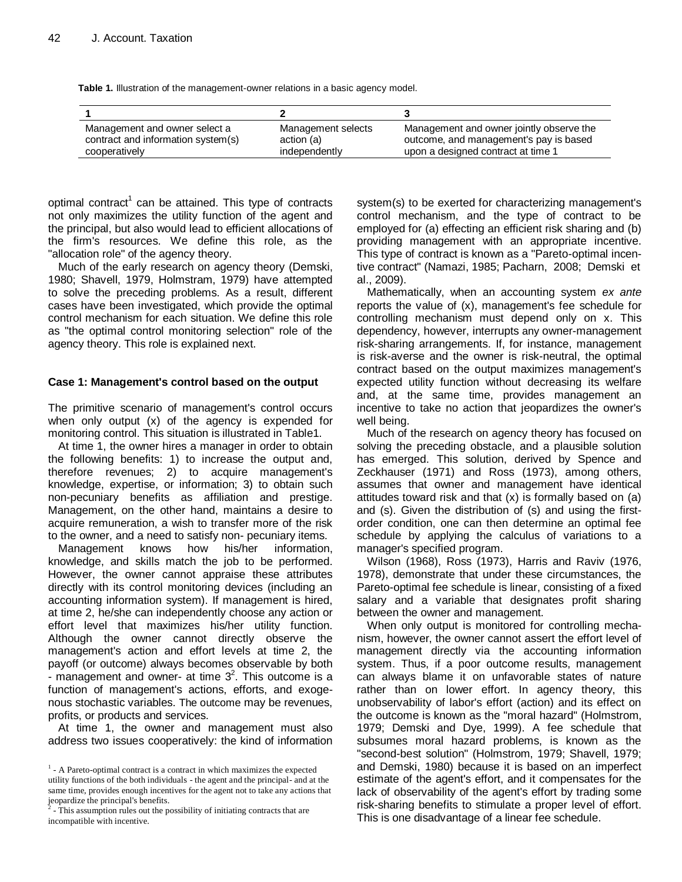**Table 1.** Illustration of the management-owner relations in a basic agency model.

| 1 | 2 | 3 |
|---|---|---|
| Management and owner select a contract and information system(s) cooperatively | Management selects action (a) independently | Management and owner jointly observe the outcome, and management's pay is based upon a designed contract at time 1 |

optimal contract[1] can be attained. This type of contracts not only maximizes the utility function of the agent and the principal, but also would lead to efficient allocations of the firm's resources. We define this role, as the "allocation role" of the agency theory.

Much of the early research on agency theory (Demski, 1980; Shavell, 1979, Holmstram, 1979) have attempted to solve the preceding problems. As a result, different cases have been investigated, which provide the optimal control mechanism for each situation. We define this role as "the optimal control monitoring selection" role of the agency theory. This role is explained next.

### Case 1: Management's control based on the output

The primitive scenario of management's control occurs when only output (x) of the agency is expended for monitoring control. This situation is illustrated in Table1.

At time 1, the owner hires a manager in order to obtain the following benefits: 1) to increase the output and, therefore revenues; 2) to acquire management's knowledge, expertise, or information; 3) to obtain such non-pecuniary benefits as affiliation and prestige. Management, on the other hand, maintains a desire to acquire remuneration, a wish to transfer more of the risk to the owner, and a need to satisfy non- pecuniary items.

Management knows how his/her information, knowledge, and skills match the job to be performed. However, the owner cannot appraise these attributes directly with its control monitoring devices (including an accounting information system). If management is hired, at time 2, he/she can independently choose any action or effort level that maximizes his/her utility function. Although the owner cannot directly observe the management's action and effort levels at time 2, the payoff (or outcome) always becomes observable by both - management and owner- at time 3[2]. This outcome is a function of management's actions, efforts, and exogenous stochastic variables. The outcome may be revenues, profits, or products and services.

At time 1, the owner and management must also address two issues cooperatively: the kind of information system(s) to be exerted for characterizing management's control mechanism, and the type of contract to be employed for (a) effecting an efficient risk sharing and (b) providing management with an appropriate incentive. This type of contract is known as a "Pareto-optimal incentive contract" (Namazi, 1985; Pacharn, 2008; Demski et al., 2009).

Mathematically, when an accounting system *ex ante* reports the value of (x), management's fee schedule for controlling mechanism must depend only on x. This dependency, however, interrupts any owner-management risk-sharing arrangements. If, for instance, management is risk-averse and the owner is risk-neutral, the optimal contract based on the output maximizes management's expected utility function without decreasing its welfare and, at the same time, provides management an incentive to take no action that jeopardizes the owner's well being.

Much of the research on agency theory has focused on solving the preceding obstacle, and a plausible solution has emerged. This solution, derived by Spence and Zeckhauser (1971) and Ross (1973), among others, assumes that owner and management have identical attitudes toward risk and that (x) is formally based on (a) and (s). Given the distribution of (s) and using the first-order condition, one can then determine an optimal fee schedule by applying the calculus of variations to a manager's specified program.

Wilson (1968), Ross (1973), Harris and Raviv (1976, 1978), demonstrate that under these circumstances, the Pareto-optimal fee schedule is linear, consisting of a fixed salary and a variable that designates profit sharing between the owner and management.

When only output is monitored for controlling mechanism, however, the owner cannot assert the effort level of management directly via the accounting information system. Thus, if a poor outcome results, management can always blame it on unfavorable states of nature rather than on lower effort. In agency theory, this unobservability of labor's effort (action) and its effect on the outcome is known as the "moral hazard" (Holmstrom, 1979; Demski and Dye, 1999). A fee schedule that subsumes moral hazard problems, is known as the "second-best solution" (Holmstrom, 1979; Shavell, 1979; and Demski, 1980) because it is based on an imperfect estimate of the agent's effort, and it compensates for the lack of observability of the agent's effort by trading some risk-sharing benefits to stimulate a proper level of effort. This is one disadvantage of a linear fee schedule.

[1] - A Pareto-optimal contract is a contract in which maximizes the expected utility functions of the both individuals - the agent and the principal- and at the same time, provides enough incentives for the agent not to take any actions that jeopardize the principal's benefits.

[2] - This assumption rules out the possibility of initiating contracts that are incompatible with incentive.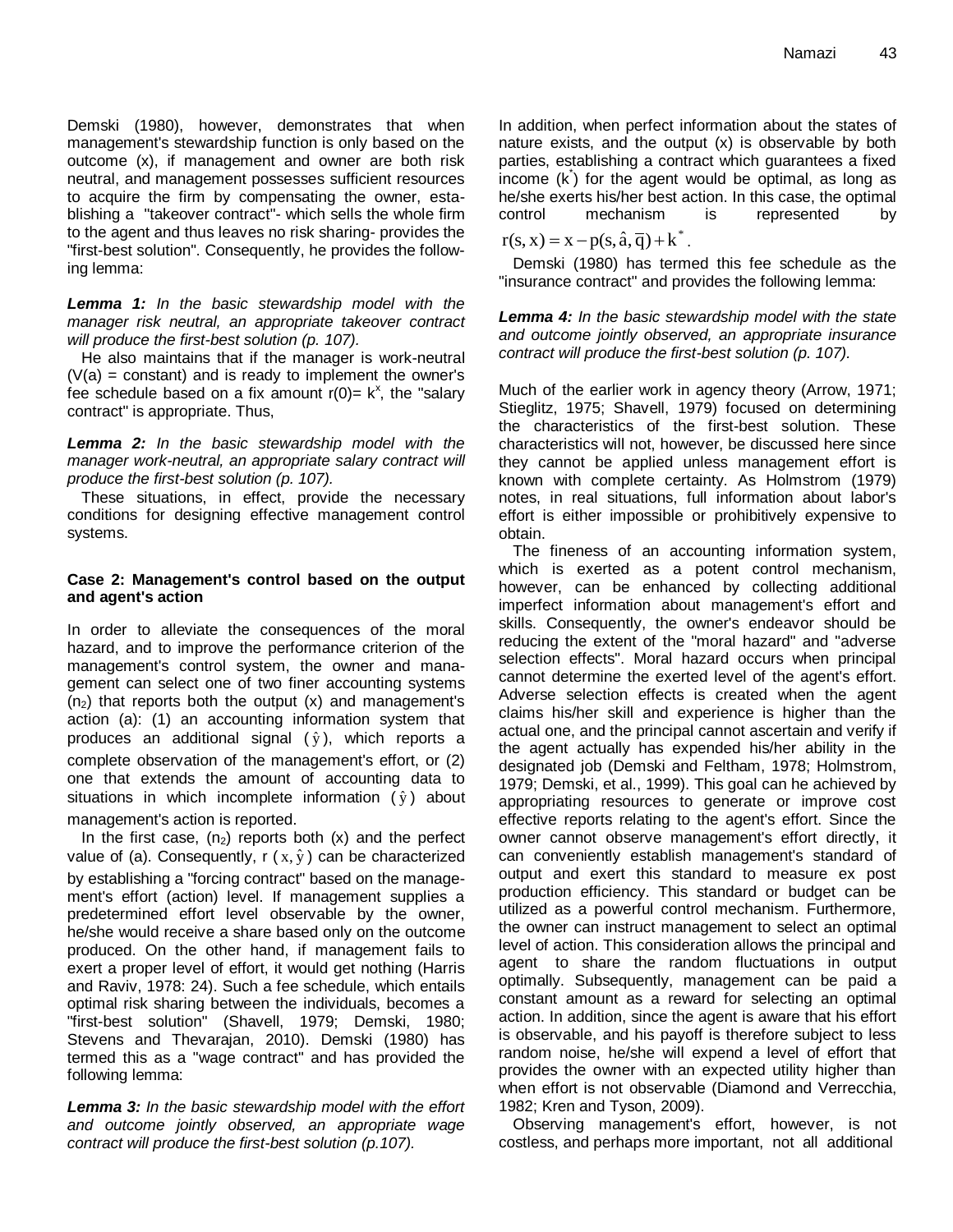Demski (1980), however, demonstrates that when management's stewardship function is only based on the outcome (x), if management and owner are both risk neutral, and management possesses sufficient resources to acquire the firm by compensating the owner, establishing a "takeover contract"- which sells the whole firm to the agent and thus leaves no risk sharing- provides the "first-best solution". Consequently, he provides the following lemma:

***Lemma 1:*** *In the basic stewardship model with the manager risk neutral, an appropriate takeover contract will produce the first-best solution (p. 107).*

He also maintains that if the manager is work-neutral (V(a) = constant) and is ready to implement the owner's fee schedule based on a fix amount r(0)= $k^x$, the "salary contract" is appropriate. Thus,

***Lemma 2:*** *In the basic stewardship model with the manager work-neutral, an appropriate salary contract will produce the first-best solution (p. 107).*

These situations, in effect, provide the necessary conditions for designing effective management control systems.

**Case 2: Management's control based on the output and agent's action**

In order to alleviate the consequences of the moral hazard, and to improve the performance criterion of the management's control system, the owner and management can select one of two finer accounting systems ($n_2$) that reports both the output (x) and management's action (a): (1) an accounting information system that produces an additional signal ($\hat{y}$), which reports a complete observation of the management's effort, or (2) one that extends the amount of accounting data to situations in which incomplete information ($\hat{y}$) about management's action is reported.

In the first case, ($n_2$) reports both (x) and the perfect value of (a). Consequently, r ($x, \hat{y}$) can be characterized by establishing a "forcing contract" based on the management's effort (action) level. If management supplies a predetermined effort level observable by the owner, he/she would receive a share based only on the outcome produced. On the other hand, if management fails to exert a proper level of effort, it would get nothing (Harris and Raviv, 1978: 24). Such a fee schedule, which entails optimal risk sharing between the individuals, becomes a "first-best solution" (Shavell, 1979; Demski, 1980; Stevens and Thevarajan, 2010). Demski (1980) has termed this as a "wage contract" and has provided the following lemma:

***Lemma 3:*** *In the basic stewardship model with the effort and outcome jointly observed, an appropriate wage contract will produce the first-best solution (p.107).*

In addition, when perfect information about the states of nature exists, and the output (x) is observable by both parties, establishing a contract which guarantees a fixed income ($k^*$) for the agent would be optimal, as long as he/she exerts his/her best action. In this case, the optimal control mechanism is represented by $r(s, x) = x - p(s, \hat{a}, \overline{q}) + k^*$.

Demski (1980) has termed this fee schedule as the "insurance contract" and provides the following lemma:

***Lemma 4:*** *In the basic stewardship model with the state and outcome jointly observed, an appropriate insurance contract will produce the first-best solution (p. 107).*

Much of the earlier work in agency theory (Arrow, 1971; Stieglitz, 1975; Shavell, 1979) focused on determining the characteristics of the first-best solution. These characteristics will not, however, be discussed here since they cannot be applied unless management effort is known with complete certainty. As Holmstrom (1979) notes, in real situations, full information about labor's effort is either impossible or prohibitively expensive to obtain.

The fineness of an accounting information system, which is exerted as a potent control mechanism, however, can be enhanced by collecting additional imperfect information about management's effort and skills. Consequently, the owner's endeavor should be reducing the extent of the "moral hazard" and "adverse selection effects". Moral hazard occurs when principal cannot determine the exerted level of the agent's effort. Adverse selection effects is created when the agent claims his/her skill and experience is higher than the actual one, and the principal cannot ascertain and verify if the agent actually has expended his/her ability in the designated job (Demski and Feltham, 1978; Holmstrom, 1979; Demski, et al., 1999). This goal can he achieved by appropriating resources to generate or improve cost effective reports relating to the agent's effort. Since the owner cannot observe management's effort directly, it can conveniently establish management's standard of output and exert this standard to measure ex post production efficiency. This standard or budget can be utilized as a powerful control mechanism. Furthermore, the owner can instruct management to select an optimal level of action. This consideration allows the principal and agent to share the random fluctuations in output optimally. Subsequently, management can be paid a constant amount as a reward for selecting an optimal action. In addition, since the agent is aware that his effort is observable, and his payoff is therefore subject to less random noise, he/she will expend a level of effort that provides the owner with an expected utility higher than when effort is not observable (Diamond and Verrecchia, 1982; Kren and Tyson, 2009).

Observing management's effort, however, is not costless, and perhaps more important, not all additional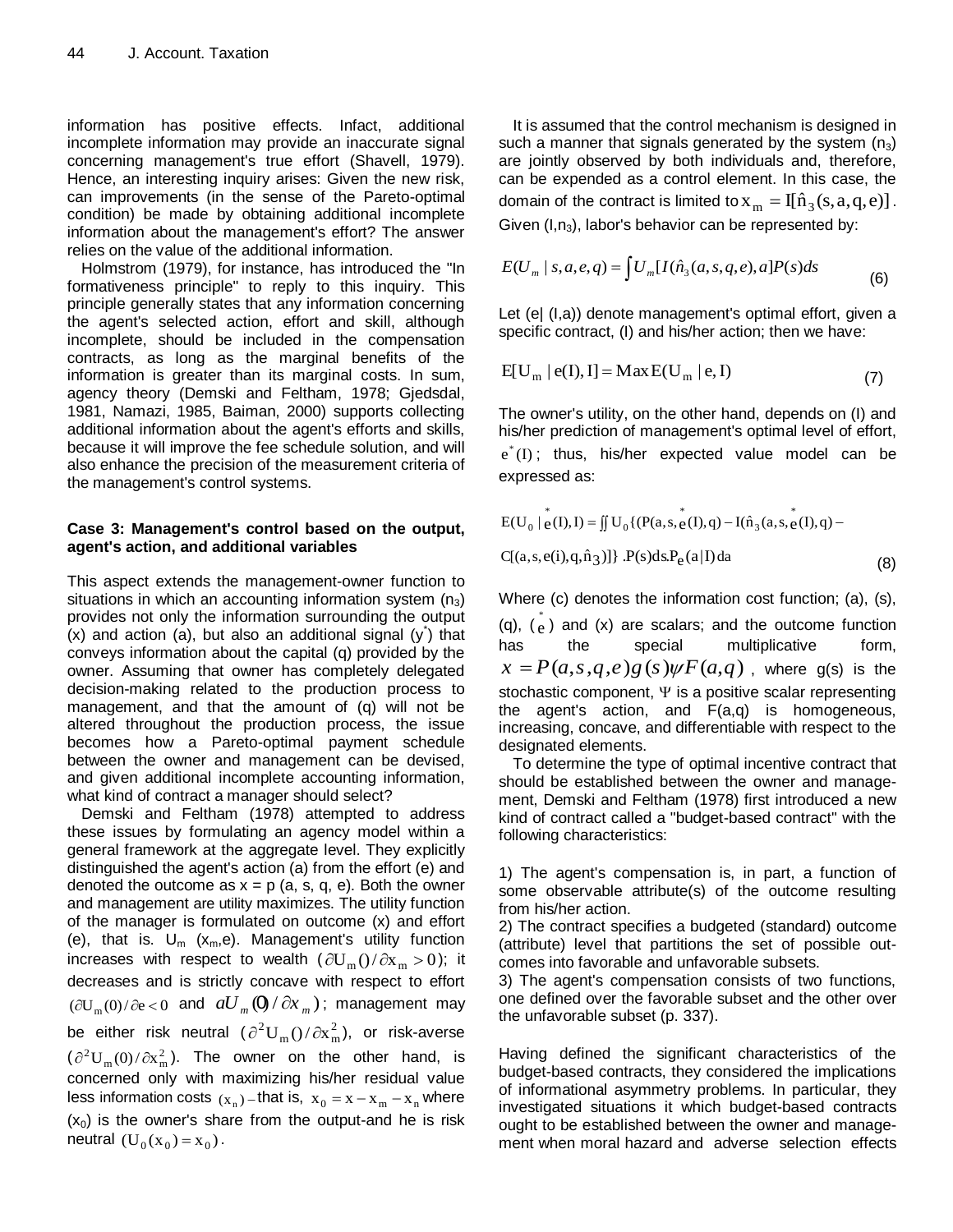information has positive effects. Infact, additional incomplete information may provide an inaccurate signal concerning management's true effort (Shavell, 1979). Hence, an interesting inquiry arises: Given the new risk, can improvements (in the sense of the Pareto-optimal condition) be made by obtaining additional incomplete information about the management's effort? The answer relies on the value of the additional information.

Holmstrom (1979), for instance, has introduced the "In formativeness principle" to reply to this inquiry. This principle generally states that any information concerning the agent's selected action, effort and skill, although incomplete, should be included in the compensation contracts, as long as the marginal benefits of the information is greater than its marginal costs. In sum, agency theory (Demski and Feltham, 1978; Gjedsdal, 1981, Namazi, 1985, Baiman, 2000) supports collecting additional information about the agent's efforts and skills, because it will improve the fee schedule solution, and will also enhance the precision of the measurement criteria of the management's control systems.

### Case 3: Management's control based on the output, agent's action, and additional variables

This aspect extends the management-owner function to situations in which an accounting information system ($n_3$) provides not only the information surrounding the output (x) and action (a), but also an additional signal ($y^*$) that conveys information about the capital (q) provided by the owner. Assuming that owner has completely delegated decision-making related to the production process to management, and that the amount of (q) will not be altered throughout the production process, the issue becomes how a Pareto-optimal payment schedule between the owner and management can be devised, and given additional incomplete accounting information, what kind of contract a manager should select?

Demski and Feltham (1978) attempted to address these issues by formulating an agency model within a general framework at the aggregate level. They explicitly distinguished the agent's action (a) from the effort (e) and denoted the outcome as $x = p\,(a, s, q, e)$. Both the owner and management are utility maximizes. The utility function of the manager is formulated on outcome (x) and effort (e), that is. $U_m$ ($x_m$,e). Management's utility function increases with respect to wealth ($\partial U_m()/\partial x_m > 0$); it decreases and is strictly concave with respect to effort $(\partial U_m(0)/\partial e < 0$ and $aU_m(0)/\partial x_m)$; management may be either risk neutral ($\partial^2 U_m()/\partial x_m^2$), or risk-averse ($\partial^2 U_m(0)/\partial x_m^2$). The owner on the other hand, is concerned only with maximizing his/her residual value less information costs $(x_n)$ – that is, $x_0 = x - x_m - x_n$ where ($x_0$) is the owner's share from the output-and he is risk neutral $(U_0(x_0) = x_0)$.

It is assumed that the control mechanism is designed in such a manner that signals generated by the system ($n_3$) are jointly observed by both individuals and, therefore, can be expended as a control element. In this case, the domain of the contract is limited to $x_m = I[\hat{n}_3(s, a, q, e)]$. Given ($I,n_3$), labor's behavior can be represented by:

$$E(U_m \mid s, a, e, q) = \int U_m[I(\hat{n}_3(a, s, q, e), a]P(s)ds \tag{6}$$

Let (e| (I,a)) denote management's optimal effort, given a specific contract, (I) and his/her action; then we have:

$$E[U_m \mid e(I), I] = \text{Max}\, E(U_m \mid e, I) \tag{7}$$

The owner's utility, on the other hand, depends on (I) and his/her prediction of management's optimal level of effort, $e^*(I)$; thus, his/her expected value model can be expressed as:

$$E(U_0 \mid \overset{*}{e}(I), I) = \iint U_0\{(P(a, s, \overset{*}{e}(I), q) - I(\hat{n}_3(a, s, \overset{*}{e}(I), q) - C[(a, s, e(i), q, \hat{n}_3)]\}\,.P(s)ds.P_e(a|I)\,da \tag{8}$$

Where (c) denotes the information cost function; (a), (s), (q), ($\overset{*}{e}$) and (x) are scalars; and the outcome function has the special multiplicative form, $x = P(a, s, q, e)g(s)\psi F(a, q)$, where g(s) is the stochastic component, $\Psi$ is a positive scalar representing the agent's action, and F(a,q) is homogeneous, increasing, concave, and differentiable with respect to the designated elements.

To determine the type of optimal incentive contract that should be established between the owner and management, Demski and Feltham (1978) first introduced a new kind of contract called a "budget-based contract" with the following characteristics:

1) The agent's compensation is, in part, a function of some observable attribute(s) of the outcome resulting from his/her action.
2) The contract specifies a budgeted (standard) outcome (attribute) level that partitions the set of possible outcomes into favorable and unfavorable subsets.
3) The agent's compensation consists of two functions, one defined over the favorable subset and the other over the unfavorable subset (p. 337).

Having defined the significant characteristics of the budget-based contracts, they considered the implications of informational asymmetry problems. In particular, they investigated situations it which budget-based contracts ought to be established between the owner and management when moral hazard and adverse selection effects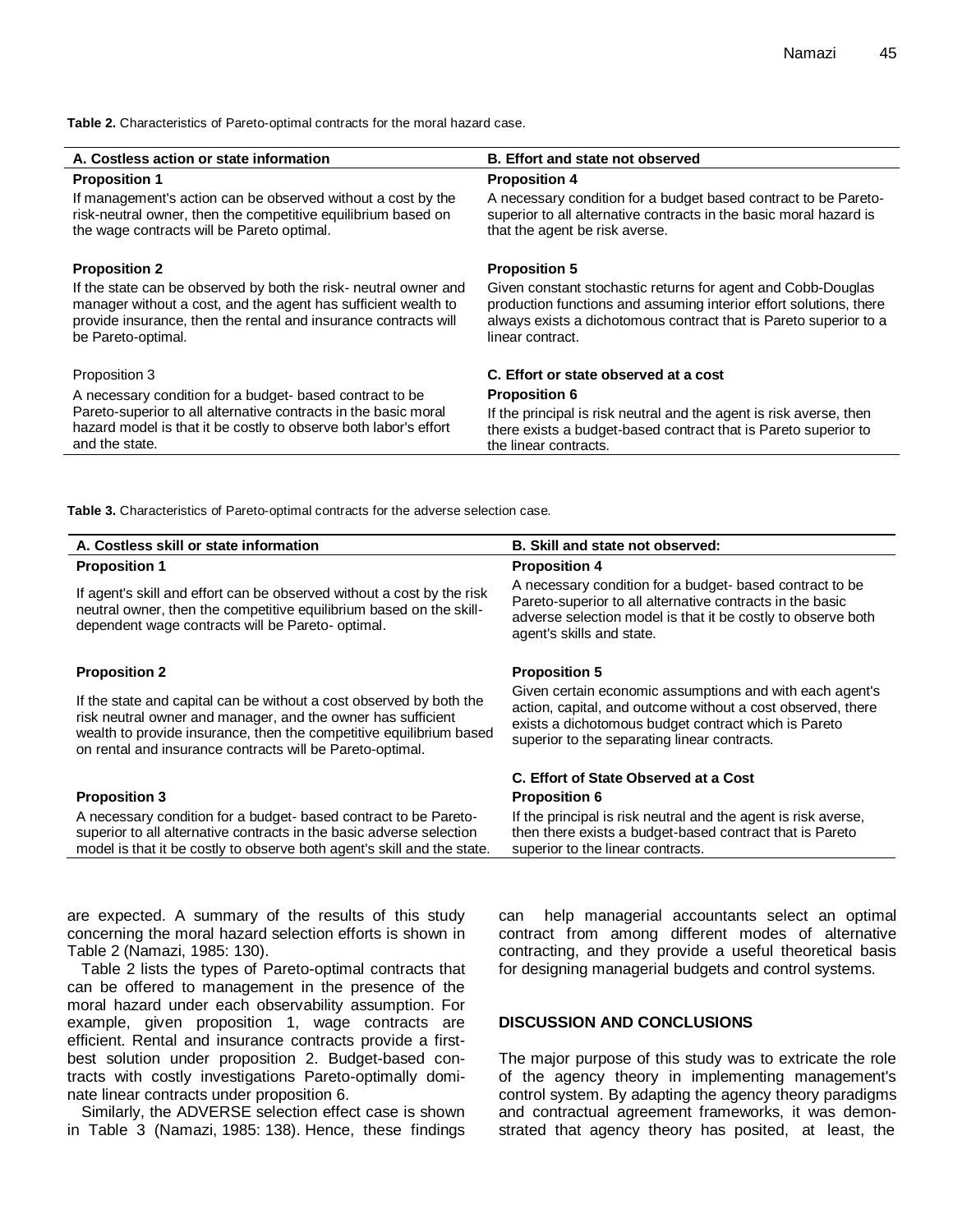**Table 2.** Characteristics of Pareto-optimal contracts for the moral hazard case.

| A. Costless action or state information | B. Effort and state not observed |
|---|---|
| **Proposition 1** | **Proposition 4** |
| If management's action can be observed without a cost by the risk-neutral owner, then the competitive equilibrium based on the wage contracts will be Pareto optimal. | A necessary condition for a budget based contract to be Pareto-superior to all alternative contracts in the basic moral hazard is that the agent be risk averse. |
| **Proposition 2** | **Proposition 5** |
| If the state can be observed by both the risk- neutral owner and manager without a cost, and the agent has sufficient wealth to provide insurance, then the rental and insurance contracts will be Pareto-optimal. | Given constant stochastic returns for agent and Cobb-Douglas production functions and assuming interior effort solutions, there always exists a dichotomous contract that is Pareto superior to a linear contract. |
| Proposition 3 | **C. Effort or state observed at a cost** |
| | **Proposition 6** |
| A necessary condition for a budget- based contract to be Pareto-superior to all alternative contracts in the basic moral hazard model is that it be costly to observe both labor's effort and the state. | If the principal is risk neutral and the agent is risk averse, then there exists a budget-based contract that is Pareto superior to the linear contracts. |

**Table 3.** Characteristics of Pareto-optimal contracts for the adverse selection case.

| A. Costless skill or state information | B. Skill and state not observed: |
|---|---|
| **Proposition 1** | **Proposition 4** |
| If agent's skill and effort can be observed without a cost by the risk neutral owner, then the competitive equilibrium based on the skill-dependent wage contracts will be Pareto- optimal. | A necessary condition for a budget- based contract to be Pareto-superior to all alternative contracts in the basic adverse selection model is that it be costly to observe both agent's skills and state. |
| **Proposition 2** | **Proposition 5** |
| If the state and capital can be without a cost observed by both the risk neutral owner and manager, and the owner has sufficient wealth to provide insurance, then the competitive equilibrium based on rental and insurance contracts will be Pareto-optimal. | Given certain economic assumptions and with each agent's action, capital, and outcome without a cost observed, there exists a dichotomous budget contract which is Pareto superior to the separating linear contracts. |
| | **C. Effort of State Observed at a Cost** |
| **Proposition 3** | **Proposition 6** |
| A necessary condition for a budget- based contract to be Pareto-superior to all alternative contracts in the basic adverse selection model is that it be costly to observe both agent's skill and the state. | If the principal is risk neutral and the agent is risk averse, then there exists a budget-based contract that is Pareto superior to the linear contracts. |

are expected. A summary of the results of this study concerning the moral hazard selection efforts is shown in Table 2 (Namazi, 1985: 130).

Table 2 lists the types of Pareto-optimal contracts that can be offered to management in the presence of the moral hazard under each observability assumption. For example, given proposition 1, wage contracts are efficient. Rental and insurance contracts provide a first-best solution under proposition 2. Budget-based contracts with costly investigations Pareto-optimally dominate linear contracts under proposition 6.

Similarly, the ADVERSE selection effect case is shown in Table 3 (Namazi, 1985: 138). Hence, these findings can help managerial accountants select an optimal contract from among different modes of alternative contracting, and they provide a useful theoretical basis for designing managerial budgets and control systems.

## DISCUSSION AND CONCLUSIONS

The major purpose of this study was to extricate the role of the agency theory in implementing management's control system. By adapting the agency theory paradigms and contractual agreement frameworks, it was demonstrated that agency theory has posited, at least, the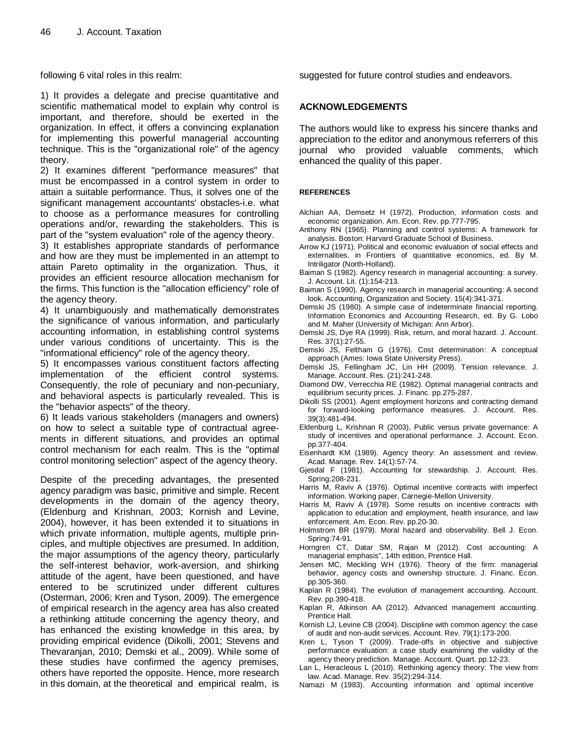following 6 vital roles in this realm:

1) It provides a delegate and precise quantitative and scientific mathematical model to explain why control is important, and therefore, should be exerted in the organization. In effect, it offers a convincing explanation for implementing this powerful managerial accounting technique. This is the "organizational role" of the agency theory.
2) It examines different "performance measures" that must be encompassed in a control system in order to attain a suitable performance. Thus, it solves one of the significant management accountants' obstacles-i.e. what to choose as a performance measures for controlling operations and/or, rewarding the stakeholders. This is part of the "system evaluation" role of the agency theory.
3) It establishes appropriate standards of performance and how are they must be implemented in an attempt to attain Pareto optimality in the organization. Thus, it provides an efficient resource allocation mechanism for the firms. This function is the "allocation efficiency" role of the agency theory.
4) It unambiguously and mathematically demonstrates the significance of various information, and particularly accounting information, in establishing control systems under various conditions of uncertainty. This is the "informational efficiency" role of the agency theory.
5) It encompasses various constituent factors affecting implementation of the efficient control systems. Consequently, the role of pecuniary and non-pecuniary, and behavioral aspects is particularly revealed. This is the "behavior aspects" of the theory.
6) It leads various stakeholders (managers and owners) on how to select a suitable type of contractual agreements in different situations, and provides an optimal control mechanism for each realm. This is the "optimal control monitoring selection" aspect of the agency theory.

Despite of the preceding advantages, the presented agency paradigm was basic, primitive and simple. Recent developments in the domain of the agency theory, (Eldenburg and Krishnan, 2003; Kornish and Levine, 2004), however, it has been extended it to situations in which private information, multiple agents, multiple principles, and multiple objectives are presumed. In addition, the major assumptions of the agency theory, particularly the self-interest behavior, work-aversion, and shirking attitude of the agent, have been questioned, and have entered to be scrutinized under different cultures (Osterman, 2006; Kren and Tyson, 2009). The emergence of empirical research in the agency area has also created a rethinking attitude concerning the agency theory, and has enhanced the existing knowledge in this area, by providing empirical evidence (Dikolli, 2001; Stevens and Thevaranjan, 2010; Demski et al., 2009). While some of these studies have confirmed the agency premises, others have reported the opposite. Hence, more research in this domain, at the theoretical and empirical realm, is suggested for future control studies and endeavors.

## ACKNOWLEDGEMENTS

The authors would like to express his sincere thanks and appreciation to the editor and anonymous referrers of this journal who provided valuable comments, which enhanced the quality of this paper.

## REFERENCES

Alchian AA, Demsetz H (1972). Production, information costs and economic organization. Am. Econ. Rev. pp.777-795.

Anthony RN (1965). Planning and control systems: A framework for analysis. Boston: Harvard Graduate School of Business.

Arrow KJ (1971). Political and economic evaluation of social effects and externalities. in Frontiers of quantitative economics, ed. By M. Intriligator (North-Holland).

Baiman S (1982). Agency research in managerial accounting: a survey. J. Account. Lit. (1):154-213.

Baiman S (1990). Agency research in managerial accounting: A second look. Accounting, Organization and Society. 15(4):341-371.

Demski JS (1980). A simple case of indeterminate financial reporting. Information Economics and Accounting Research, ed. By G. Lobo and M. Maher (University of Michigan: Ann Arbor).

Demski JS, Dye RA (1999). Risk, return, and moral hazard. J. Account. Res. 37(1):27-55.

Demski JS, Feltham G (1976). Cost determination: A conceptual approach (Ames: Iowa State University Press).

Demski JS, Fellingham JC, Lin HH (2009). Tension relevance. J. Manage. Account. Res. (21):241-248.

Diamond DW, Verrecchia RE (1982). Optimal managerial contracts and equilibrium security prices. J. Financ. pp.275-287.

Dikolli SS (2001). Agent employment horizons and contracting demand for forward-looking performance measures. J. Account. Res. 39(3):481-494.

Eldenburg L, Krishnan R (2003), Public versus private governance: A study of incentives and operational performance. J. Account. Econ. pp.377-404.

Eisenhardt KM (1989). Agency theory: An assessment and review. Acad. Manage. Rev. 14(1):57-74.

Gjesdal F (1981). Accounting for stewardship. J. Account. Res. Spring:208-231.

Harris M, Raviv A (1976). Optimal incentive contracts with imperfect information. Working paper, Carnegie-Mellon University.

Harris M, Raviv A (1978). Some results on incentive contracts with application to education and employment, health insurance, and law enforcement. Am. Econ. Rev. pp.20-30.

Holmstrom BR (1979). Moral hazard and observability. Bell J. Econ. Spring:74-91.

Horngren CT, Datar SM, Rajan M (2012). Cost accounting: A managerial emphasis", 14th edition, Prentice Hall.

Jensen MC, Meckling WH (1976). Theory of the firm: managerial behavior, agency costs and ownership structure. J. Financ. Econ. pp.305-360.

Kaplan R (1984). The evolution of management accounting. Account. Rev. pp.390-418.

Kaplan R, Atkinson AA (2012). Advanced management accounting. Prentice Hall.

Kornish LJ, Levine CB (2004). Discipline with common agency: the case of audit and non-audit services. Account. Rev. 79(1):173-200.

Kren L, Tyson T (2009). Trade-offs in objective and subjective performance evaluation: a case study examining the validity of the agency theory prediction. Manage. Account. Quart. pp.12-23.

Lan L, Heracleous L (2010). Rethinking agency theory: The view from law. Acad. Manage. Rev. 35(2):294-314.

Namazi M (1983). Accounting information and optimal incentive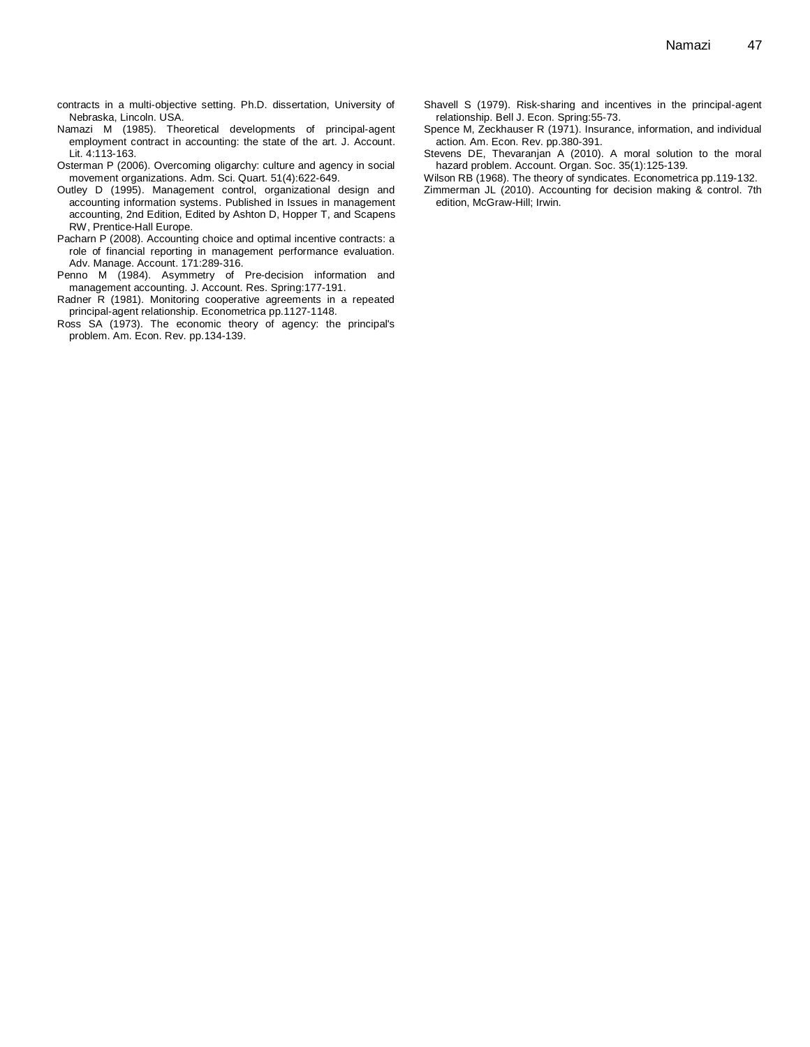contracts in a multi-objective setting. Ph.D. dissertation, University of Nebraska, Lincoln. USA.

Namazi M (1985). Theoretical developments of principal-agent employment contract in accounting: the state of the art. J. Account. Lit. 4:113-163.

Osterman P (2006). Overcoming oligarchy: culture and agency in social movement organizations. Adm. Sci. Quart. 51(4):622-649.

Outley D (1995). Management control, organizational design and accounting information systems. Published in Issues in management accounting, 2nd Edition, Edited by Ashton D, Hopper T, and Scapens RW, Prentice-Hall Europe.

Pacharn P (2008). Accounting choice and optimal incentive contracts: a role of financial reporting in management performance evaluation. Adv. Manage. Account. 171:289-316.

Penno M (1984). Asymmetry of Pre-decision information and management accounting. J. Account. Res. Spring:177-191.

Radner R (1981). Monitoring cooperative agreements in a repeated principal-agent relationship. Econometrica pp.1127-1148.

Ross SA (1973). The economic theory of agency: the principal's problem. Am. Econ. Rev. pp.134-139.

Shavell S (1979). Risk-sharing and incentives in the principal-agent relationship. Bell J. Econ. Spring:55-73.

Spence M, Zeckhauser R (1971). Insurance, information, and individual action. Am. Econ. Rev. pp.380-391.

Stevens DE, Thevaranjan A (2010). A moral solution to the moral hazard problem. Account. Organ. Soc. 35(1):125-139.

Wilson RB (1968). The theory of syndicates. Econometrica pp.119-132.

Zimmerman JL (2010). Accounting for decision making & control. 7th edition, McGraw-Hill; Irwin.